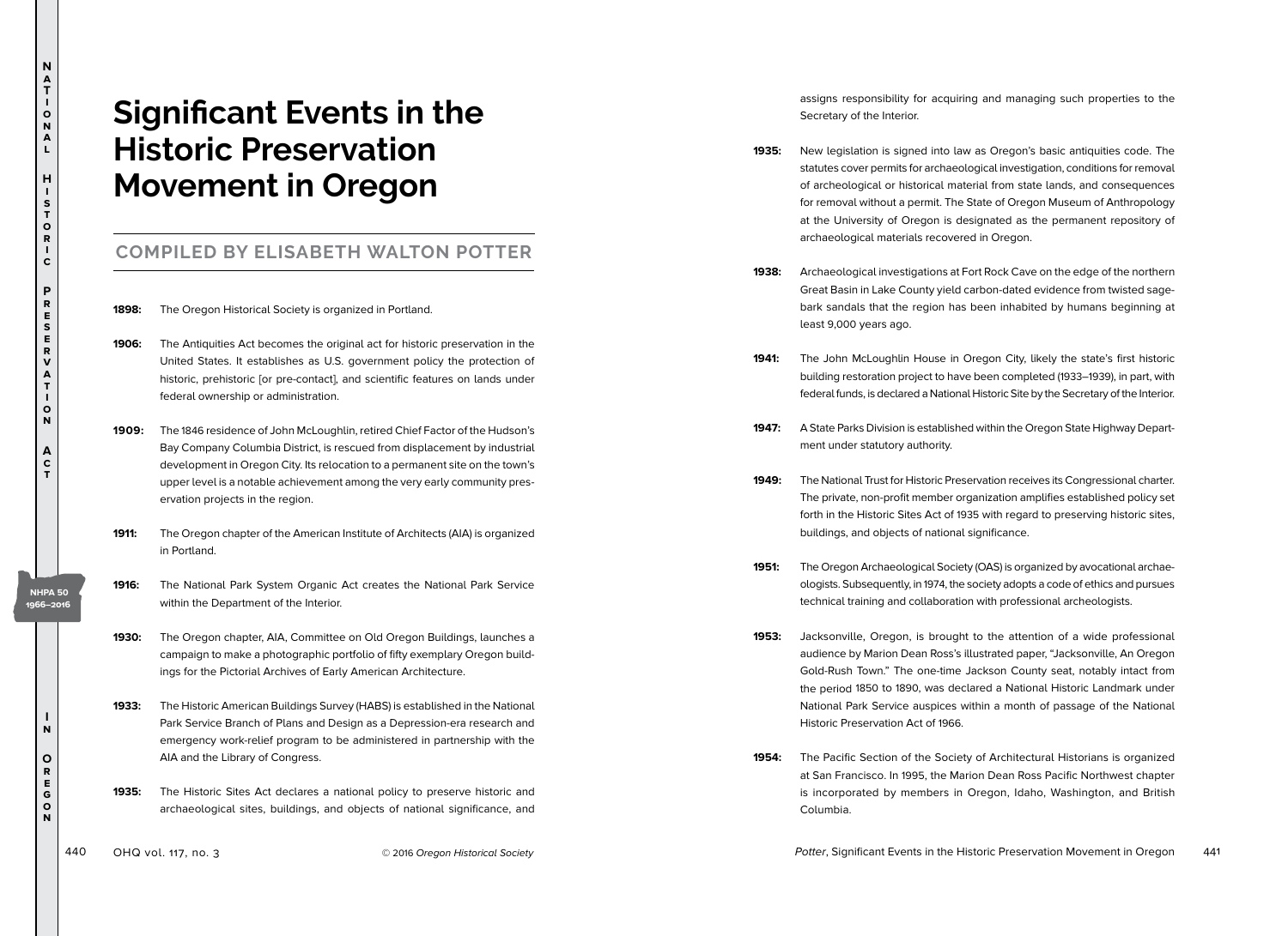# Significant Events in the Historic Preservation Movement in Oregon

## COMPILED BY ELISABETH WALTON POTTER

**1898:** The Oregon Historical Society is organized in Portland.

**1906:** The Antiquities Act becomes the original act for historic preservation in the United States. It establishes as U.S. government policy the protection of historic, prehistoric [or pre-contact], and scientific features on lands under federal ownership or administration.

**1909:** The 1846 residence of John McLoughlin, retired Chief Factor of the Hudson's Bay Company Columbia District, is rescued from displacement by industrial development in Oregon City. Its relocation to a permanent site on the town's upper level is a notable achievement among the very early community preservation projects in the region.

**1911:** The Oregon chapter of the American Institute of Architects (AIA) is organized in Portland.

**1916:** The National Park System Organic Act creates the National Park Service within the Department of the Interior.

**1930:** The Oregon chapter, AIA, Committee on Old Oregon Buildings, launches a campaign to make a photographic portfolio of fifty exemplary Oregon buildings for the Pictorial Archives of Early American Architecture.

**1933:** The Historic American Buildings Survey (HABS) is established in the National Park Service Branch of Plans and Design as a Depression-era research and emergency work-relief program to be administered in partnership with the AIA and the Library of Congress.

**1935:** The Historic Sites Act declares a national policy to preserve historic and archaeological sites, buildings, and objects of national significance, and assigns responsibility for acquiring and managing such properties to the Secretary of the Interior.

**1935:** New legislation is signed into law as Oregon's basic antiquities code. The statutes cover permits for archaeological investigation, conditions for removal of archeological or historical material from state lands, and consequences for removal without a permit. The State of Oregon Museum of Anthropology at the University of Oregon is designated as the permanent repository of archaeological materials recovered in Oregon.

**1938:** Archaeological investigations at Fort Rock Cave on the edge of the northern Great Basin in Lake County yield carbon-dated evidence from twisted sagebark sandals that the region has been inhabited by humans beginning at least 9,000 years ago.

**1941:** The John McLoughlin House in Oregon City, likely the state's first historic building restoration project to have been completed (1933–1939), in part, with federal funds, is declared a National Historic Site by the Secretary of the Interior.

**1947:** A State Parks Division is established within the Oregon State Highway Department under statutory authority.

**1949:** The National Trust for Historic Preservation receives its Congressional charter. The private, non-profit member organization amplifies established policy set forth in the Historic Sites Act of 1935 with regard to preserving historic sites, buildings, and objects of national significance.

**1951:** The Oregon Archaeological Society (OAS) is organized by avocational archaeologists. Subsequently, in 1974, the society adopts a code of ethics and pursues technical training and collaboration with professional archeologists.

**1953:** Jacksonville, Oregon, is brought to the attention of a wide professional audience by Marion Dean Ross's illustrated paper, "Jacksonville, An Oregon Gold-Rush Town." The one-time Jackson County seat, notably intact from the period 1850 to 1890, was declared a National Historic Landmark under National Park Service auspices within a month of passage of the National Historic Preservation Act of 1966.

**1954:** The Pacific Section of the Society of Architectural Historians is organized at San Francisco. In 1995, the Marion Dean Ross Pacific Northwest chapter is incorporated by members in Oregon, Idaho, Washington, and British Columbia.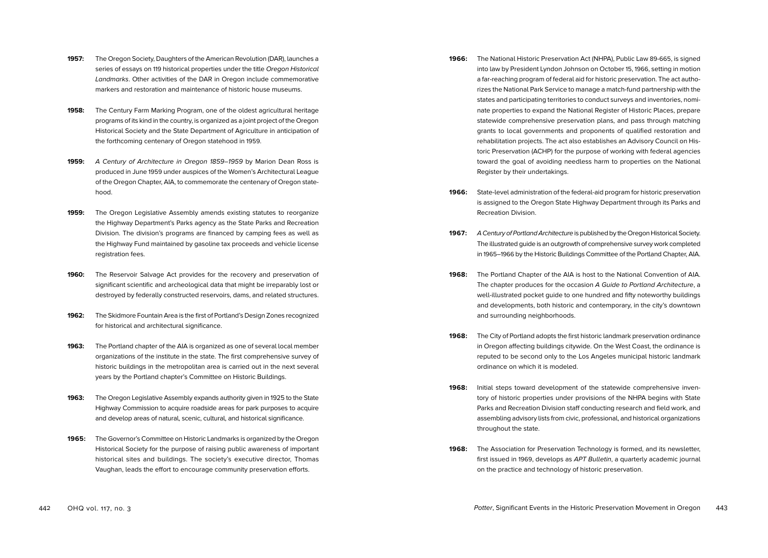**1957:** The Oregon Society, Daughters of the American Revolution (DAR), launches a series of essays on 119 historical properties under the title *Oregon Historical Landmarks*. Other activities of the DAR in Oregon include commemorative markers and restoration and maintenance of historic house museums.

**1958:** The Century Farm Marking Program, one of the oldest agricultural heritage programs of its kind in the country, is organized as a joint project of the Oregon Historical Society and the State Department of Agriculture in anticipation of the forthcoming centenary of Oregon statehood in 1959.

**1959:** *A Century of Architecture in Oregon 1859–1959* by Marion Dean Ross is produced in June 1959 under auspices of the Women's Architectural League of the Oregon Chapter, AIA, to commemorate the centenary of Oregon statehood.

**1959:** The Oregon Legislative Assembly amends existing statutes to reorganize the Highway Department's Parks agency as the State Parks and Recreation Division. The division's programs are financed by camping fees as well as the Highway Fund maintained by gasoline tax proceeds and vehicle license registration fees.

**1960:** The Reservoir Salvage Act provides for the recovery and preservation of significant scientific and archeological data that might be irreparably lost or destroyed by federally constructed reservoirs, dams, and related structures.

**1962:** The Skidmore Fountain Area is the first of Portland's Design Zones recognized for historical and architectural significance.

**1963:** The Portland chapter of the AIA is organized as one of several local member organizations of the institute in the state. The first comprehensive survey of historic buildings in the metropolitan area is carried out in the next several years by the Portland chapter's Committee on Historic Buildings.

**1963:** The Oregon Legislative Assembly expands authority given in 1925 to the State Highway Commission to acquire roadside areas for park purposes to acquire and develop areas of natural, scenic, cultural, and historical significance.

**1965:** The Governor's Committee on Historic Landmarks is organized by the Oregon Historical Society for the purpose of raising public awareness of important historical sites and buildings. The society's executive director, Thomas Vaughan, leads the effort to encourage community preservation efforts.

**1966:** The National Historic Preservation Act (NHPA), Public Law 89-665, is signed into law by President Lyndon Johnson on October 15, 1966, setting in motion a far-reaching program of federal aid for historic preservation. The act authorizes the National Park Service to manage a match-fund partnership with the states and participating territories to conduct surveys and inventories, nominate properties to expand the National Register of Historic Places, prepare statewide comprehensive preservation plans, and pass through matching grants to local governments and proponents of qualified restoration and rehabilitation projects. The act also establishes an Advisory Council on Historic Preservation (ACHP) for the purpose of working with federal agencies toward the goal of avoiding needless harm to properties on the National Register by their undertakings.

**1966:** State-level administration of the federal-aid program for historic preservation is assigned to the Oregon State Highway Department through its Parks and Recreation Division.

**1967:** *A Century of Portland Architecture* is published by the Oregon Historical Society. The illustrated guide is an outgrowth of comprehensive survey work completed in 1965–1966 by the Historic Buildings Committee of the Portland Chapter, AIA.

**1968:** The Portland Chapter of the AIA is host to the National Convention of AIA. The chapter produces for the occasion *A Guide to Portland Architecture*, a well-illustrated pocket guide to one hundred and fifty noteworthy buildings and developments, both historic and contemporary, in the city's downtown and surrounding neighborhoods.

**1968:** The City of Portland adopts the first historic landmark preservation ordinance in Oregon affecting buildings citywide. On the West Coast, the ordinance is reputed to be second only to the Los Angeles municipal historic landmark ordinance on which it is modeled.

**1968:** Initial steps toward development of the statewide comprehensive inventory of historic properties under provisions of the NHPA begins with State Parks and Recreation Division staff conducting research and field work, and assembling advisory lists from civic, professional, and historical organizations throughout the state.

**1968:** The Association for Preservation Technology is formed, and its newsletter, first issued in 1969, develops as *APT Bulletin*, a quarterly academic journal on the practice and technology of historic preservation.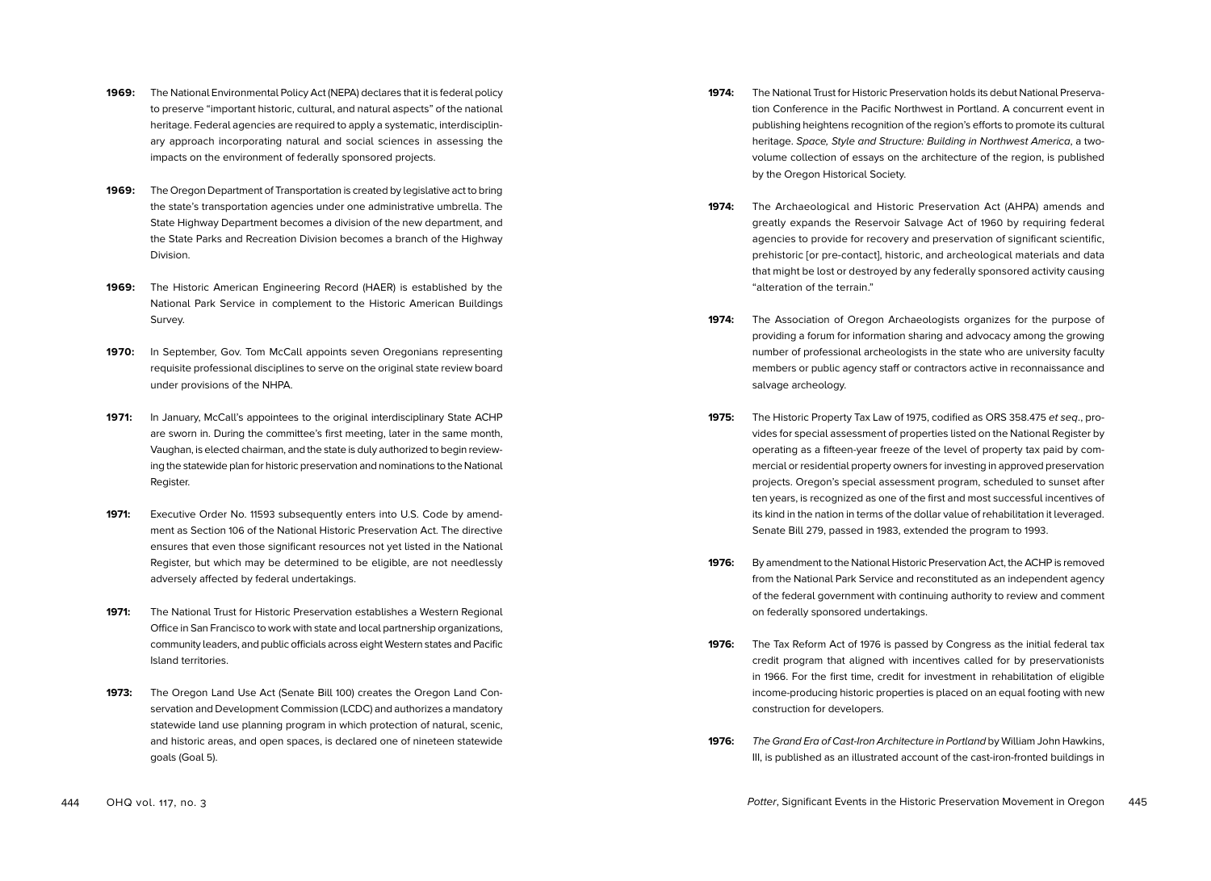**1969:** The National Environmental Policy Act (NEPA) declares that it is federal policy to preserve "important historic, cultural, and natural aspects" of the national heritage. Federal agencies are required to apply a systematic, interdisciplinary approach incorporating natural and social sciences in assessing the impacts on the environment of federally sponsored projects.

**1969:** The Oregon Department of Transportation is created by legislative act to bring the state's transportation agencies under one administrative umbrella. The State Highway Department becomes a division of the new department, and the State Parks and Recreation Division becomes a branch of the Highway Division.

**1969:** The Historic American Engineering Record (HAER) is established by the National Park Service in complement to the Historic American Buildings Survey.

**1970:** In September, Gov. Tom McCall appoints seven Oregonians representing requisite professional disciplines to serve on the original state review board under provisions of the NHPA.

**1971:** In January, McCall's appointees to the original interdisciplinary State ACHP are sworn in. During the committee's first meeting, later in the same month, Vaughan, is elected chairman, and the state is duly authorized to begin reviewing the statewide plan for historic preservation and nominations to the National Register.

**1971:** Executive Order No. 11593 subsequently enters into U.S. Code by amendment as Section 106 of the National Historic Preservation Act. The directive ensures that even those significant resources not yet listed in the National Register, but which may be determined to be eligible, are not needlessly adversely affected by federal undertakings.

**1971:** The National Trust for Historic Preservation establishes a Western Regional Office in San Francisco to work with state and local partnership organizations, community leaders, and public officials across eight Western states and Pacific Island territories.

**1973:** The Oregon Land Use Act (Senate Bill 100) creates the Oregon Land Conservation and Development Commission (LCDC) and authorizes a mandatory statewide land use planning program in which protection of natural, scenic, and historic areas, and open spaces, is declared one of nineteen statewide goals (Goal 5).

**1974:** The National Trust for Historic Preservation holds its debut National Preservation Conference in the Pacific Northwest in Portland. A concurrent event in publishing heightens recognition of the region's efforts to promote its cultural heritage. *Space, Style and Structure: Building in Northwest America*, a two-volume collection of essays on the architecture of the region, is published by the Oregon Historical Society.

**1974:** The Archaeological and Historic Preservation Act (AHPA) amends and greatly expands the Reservoir Salvage Act of 1960 by requiring federal agencies to provide for recovery and preservation of significant scientific, prehistoric [or pre-contact], historic, and archeological materials and data that might be lost or destroyed by any federally sponsored activity causing "alteration of the terrain."

**1974:** The Association of Oregon Archaeologists organizes for the purpose of providing a forum for information sharing and advocacy among the growing number of professional archeologists in the state who are university faculty members or public agency staff or contractors active in reconnaissance and salvage archeology.

**1975:** The Historic Property Tax Law of 1975, codified as ORS 358.475 *et seq.*, provides for special assessment of properties listed on the National Register by operating as a fifteen-year freeze of the level of property tax paid by commercial or residential property owners for investing in approved preservation projects. Oregon's special assessment program, scheduled to sunset after ten years, is recognized as one of the first and most successful incentives of its kind in the nation in terms of the dollar value of rehabilitation it leveraged. Senate Bill 279, passed in 1983, extended the program to 1993.

**1976:** By amendment to the National Historic Preservation Act, the ACHP is removed from the National Park Service and reconstituted as an independent agency of the federal government with continuing authority to review and comment on federally sponsored undertakings.

**1976:** The Tax Reform Act of 1976 is passed by Congress as the initial federal tax credit program that aligned with incentives called for by preservationists in 1966. For the first time, credit for investment in rehabilitation of eligible income-producing historic properties is placed on an equal footing with new construction for developers.

**1976:** *The Grand Era of Cast-Iron Architecture in Portland* by William John Hawkins, III, is published as an illustrated account of the cast-iron-fronted buildings in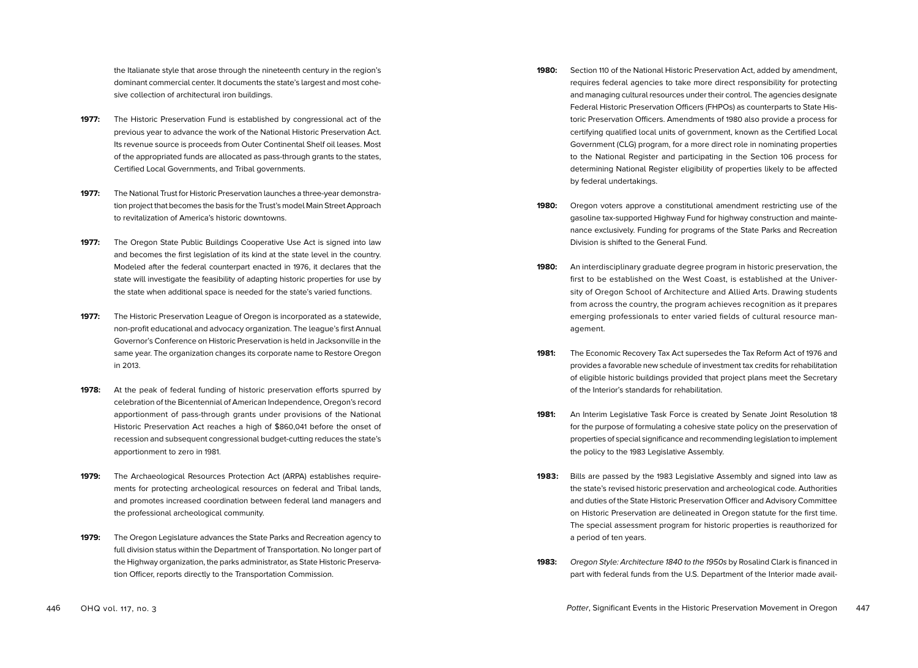the Italianate style that arose through the nineteenth century in the region's dominant commercial center. It documents the state's largest and most cohesive collection of architectural iron buildings.

**1977:** The Historic Preservation Fund is established by congressional act of the previous year to advance the work of the National Historic Preservation Act. Its revenue source is proceeds from Outer Continental Shelf oil leases. Most of the appropriated funds are allocated as pass-through grants to the states, Certified Local Governments, and Tribal governments.

**1977:** The National Trust for Historic Preservation launches a three-year demonstration project that becomes the basis for the Trust's model Main Street Approach to revitalization of America's historic downtowns.

**1977:** The Oregon State Public Buildings Cooperative Use Act is signed into law and becomes the first legislation of its kind at the state level in the country. Modeled after the federal counterpart enacted in 1976, it declares that the state will investigate the feasibility of adapting historic properties for use by the state when additional space is needed for the state's varied functions.

**1977:** The Historic Preservation League of Oregon is incorporated as a statewide, non-profit educational and advocacy organization. The league's first Annual Governor's Conference on Historic Preservation is held in Jacksonville in the same year. The organization changes its corporate name to Restore Oregon in 2013.

**1978:** At the peak of federal funding of historic preservation efforts spurred by celebration of the Bicentennial of American Independence, Oregon's record apportionment of pass-through grants under provisions of the National Historic Preservation Act reaches a high of $860,041 before the onset of recession and subsequent congressional budget-cutting reduces the state's apportionment to zero in 1981.

**1979:** The Archaeological Resources Protection Act (ARPA) establishes requirements for protecting archeological resources on federal and Tribal lands, and promotes increased coordination between federal land managers and the professional archeological community.

**1979:** The Oregon Legislature advances the State Parks and Recreation agency to full division status within the Department of Transportation. No longer part of the Highway organization, the parks administrator, as State Historic Preservation Officer, reports directly to the Transportation Commission.

**1980:** Section 110 of the National Historic Preservation Act, added by amendment, requires federal agencies to take more direct responsibility for protecting and managing cultural resources under their control. The agencies designate Federal Historic Preservation Officers (FHPOs) as counterparts to State Historic Preservation Officers. Amendments of 1980 also provide a process for certifying qualified local units of government, known as the Certified Local Government (CLG) program, for a more direct role in nominating properties to the National Register and participating in the Section 106 process for determining National Register eligibility of properties likely to be affected by federal undertakings.

**1980:** Oregon voters approve a constitutional amendment restricting use of the gasoline tax-supported Highway Fund for highway construction and maintenance exclusively. Funding for programs of the State Parks and Recreation Division is shifted to the General Fund.

**1980:** An interdisciplinary graduate degree program in historic preservation, the first to be established on the West Coast, is established at the University of Oregon School of Architecture and Allied Arts. Drawing students from across the country, the program achieves recognition as it prepares emerging professionals to enter varied fields of cultural resource management.

**1981:** The Economic Recovery Tax Act supersedes the Tax Reform Act of 1976 and provides a favorable new schedule of investment tax credits for rehabilitation of eligible historic buildings provided that project plans meet the Secretary of the Interior's standards for rehabilitation.

**1981:** An Interim Legislative Task Force is created by Senate Joint Resolution 18 for the purpose of formulating a cohesive state policy on the preservation of properties of special significance and recommending legislation to implement the policy to the 1983 Legislative Assembly.

**1983:** Bills are passed by the 1983 Legislative Assembly and signed into law as the state's revised historic preservation and archeological code. Authorities and duties of the State Historic Preservation Officer and Advisory Committee on Historic Preservation are delineated in Oregon statute for the first time. The special assessment program for historic properties is reauthorized for a period of ten years.

**1983:** *Oregon Style: Architecture 1840 to the 1950s* by Rosalind Clark is financed in part with federal funds from the U.S. Department of the Interior made avail-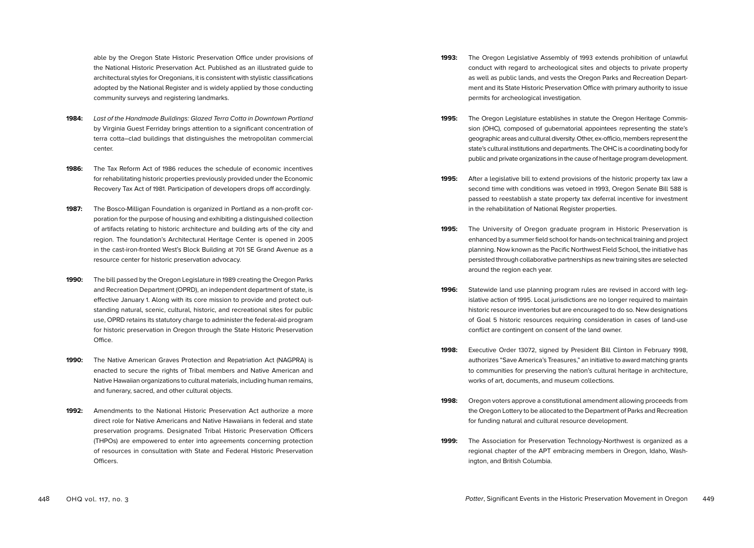able by the Oregon State Historic Preservation Office under provisions of the National Historic Preservation Act. Published as an illustrated guide to architectural styles for Oregonians, it is consistent with stylistic classifications adopted by the National Register and is widely applied by those conducting community surveys and registering landmarks.

**1984:** *Last of the Handmade Buildings: Glazed Terra Cotta in Downtown Portland* by Virginia Guest Ferriday brings attention to a significant concentration of terra cotta–clad buildings that distinguishes the metropolitan commercial center.

**1986:** The Tax Reform Act of 1986 reduces the schedule of economic incentives for rehabilitating historic properties previously provided under the Economic Recovery Tax Act of 1981. Participation of developers drops off accordingly.

**1987:** The Bosco-Milligan Foundation is organized in Portland as a non-profit corporation for the purpose of housing and exhibiting a distinguished collection of artifacts relating to historic architecture and building arts of the city and region. The foundation's Architectural Heritage Center is opened in 2005 in the cast-iron-fronted West's Block Building at 701 SE Grand Avenue as a resource center for historic preservation advocacy.

**1990:** The bill passed by the Oregon Legislature in 1989 creating the Oregon Parks and Recreation Department (OPRD), an independent department of state, is effective January 1. Along with its core mission to provide and protect outstanding natural, scenic, cultural, historic, and recreational sites for public use, OPRD retains its statutory charge to administer the federal-aid program for historic preservation in Oregon through the State Historic Preservation Office.

**1990:** The Native American Graves Protection and Repatriation Act (NAGPRA) is enacted to secure the rights of Tribal members and Native American and Native Hawaiian organizations to cultural materials, including human remains, and funerary, sacred, and other cultural objects.

**1992:** Amendments to the National Historic Preservation Act authorize a more direct role for Native Americans and Native Hawaiians in federal and state preservation programs. Designated Tribal Historic Preservation Officers (THPOs) are empowered to enter into agreements concerning protection of resources in consultation with State and Federal Historic Preservation Officers.

**1993:** The Oregon Legislative Assembly of 1993 extends prohibition of unlawful conduct with regard to archeological sites and objects to private property as well as public lands, and vests the Oregon Parks and Recreation Department and its State Historic Preservation Office with primary authority to issue permits for archeological investigation.

**1995:** The Oregon Legislature establishes in statute the Oregon Heritage Commission (OHC), composed of gubernatorial appointees representing the state's geographic areas and cultural diversity. Other, ex-officio, members represent the state's cultural institutions and departments. The OHC is a coordinating body for public and private organizations in the cause of heritage program development.

**1995:** After a legislative bill to extend provisions of the historic property tax law a second time with conditions was vetoed in 1993, Oregon Senate Bill 588 is passed to reestablish a state property tax deferral incentive for investment in the rehabilitation of National Register properties.

**1995:** The University of Oregon graduate program in Historic Preservation is enhanced by a summer field school for hands-on technical training and project planning. Now known as the Pacific Northwest Field School, the initiative has persisted through collaborative partnerships as new training sites are selected around the region each year.

**1996:** Statewide land use planning program rules are revised in accord with legislative action of 1995. Local jurisdictions are no longer required to maintain historic resource inventories but are encouraged to do so. New designations of Goal 5 historic resources requiring consideration in cases of land-use conflict are contingent on consent of the land owner.

**1998:** Executive Order 13072, signed by President Bill Clinton in February 1998, authorizes "Save America's Treasures," an initiative to award matching grants to communities for preserving the nation's cultural heritage in architecture, works of art, documents, and museum collections.

**1998:** Oregon voters approve a constitutional amendment allowing proceeds from the Oregon Lottery to be allocated to the Department of Parks and Recreation for funding natural and cultural resource development.

**1999:** The Association for Preservation Technology-Northwest is organized as a regional chapter of the APT embracing members in Oregon, Idaho, Washington, and British Columbia.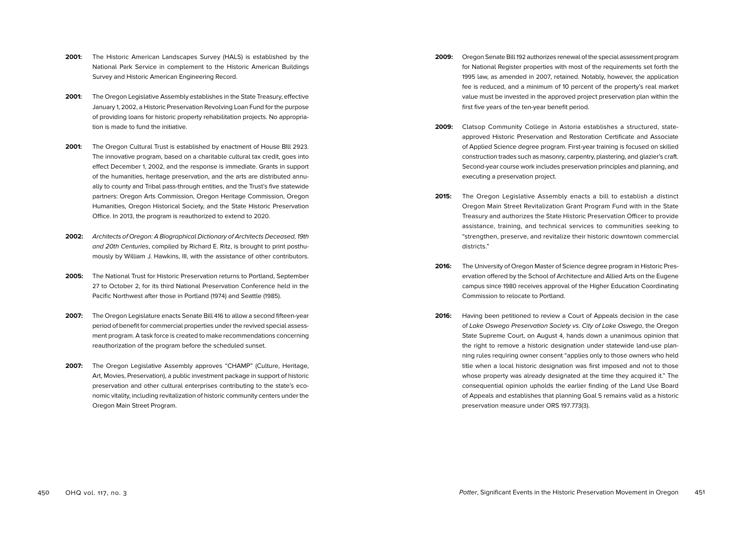**2001:** The Historic American Landscapes Survey (HALS) is established by the National Park Service in complement to the Historic American Buildings Survey and Historic American Engineering Record.

**2001:** The Oregon Legislative Assembly establishes in the State Treasury, effective January 1, 2002, a Historic Preservation Revolving Loan Fund for the purpose of providing loans for historic property rehabilitation projects. No appropriation is made to fund the initiative.

**2001:** The Oregon Cultural Trust is established by enactment of House BIll 2923. The innovative program, based on a charitable cultural tax credit, goes into effect December 1, 2002, and the response is immediate. Grants in support of the humanities, heritage preservation, and the arts are distributed annually to county and Tribal pass-through entities, and the Trust's five statewide partners: Oregon Arts Commission, Oregon Heritage Commission, Oregon Humanities, Oregon Historical Society, and the State Historic Preservation Office. In 2013, the program is reauthorized to extend to 2020.

**2002:** *Architects of Oregon: A Biographical Dictionary of Architects Deceased, 19th and 20th Centuries*, compiled by Richard E. Ritz, is brought to print posthumously by William J. Hawkins, III, with the assistance of other contributors.

**2005:** The National Trust for Historic Preservation returns to Portland, September 27 to October 2, for its third National Preservation Conference held in the Pacific Northwest after those in Portland (1974) and Seattle (1985).

**2007:** The Oregon Legislature enacts Senate Bill 416 to allow a second fifteen-year period of benefit for commercial properties under the revived special assessment program. A task force is created to make recommendations concerning reauthorization of the program before the scheduled sunset.

**2007:** The Oregon Legislative Assembly approves "CHAMP" (Culture, Heritage, Art, Movies, Preservation), a public investment package in support of historic preservation and other cultural enterprises contributing to the state's economic vitality, including revitalization of historic community centers under the Oregon Main Street Program.

**2009:** Oregon Senate Bill 192 authorizes renewal of the special assessment program for National Register properties with most of the requirements set forth the 1995 law, as amended in 2007, retained. Notably, however, the application fee is reduced, and a minimum of 10 percent of the property's real market value must be invested in the approved project preservation plan within the first five years of the ten-year benefit period.

**2009:** Clatsop Community College in Astoria establishes a structured, state-approved Historic Preservation and Restoration Certificate and Associate of Applied Science degree program. First-year training is focused on skilled construction trades such as masonry, carpentry, plastering, and glazier's craft. Second-year course work includes preservation principles and planning, and executing a preservation project.

**2015:** The Oregon Legislative Assembly enacts a bill to establish a distinct Oregon Main Street Revitalization Grant Program Fund with in the State Treasury and authorizes the State Historic Preservation Officer to provide assistance, training, and technical services to communities seeking to "strengthen, preserve, and revitalize their historic downtown commercial districts."

**2016:** The University of Oregon Master of Science degree program in Historic Preservation offered by the School of Architecture and Allied Arts on the Eugene campus since 1980 receives approval of the Higher Education Coordinating Commission to relocate to Portland.

**2016:** Having been petitioned to review a Court of Appeals decision in the case of *Lake Oswego Preservation Society vs. City of Lake Oswego*, the Oregon State Supreme Court, on August 4, hands down a unanimous opinion that the right to remove a historic designation under statewide land-use planning rules requiring owner consent "applies only to those owners who held title when a local historic designation was first imposed and not to those whose property was already designated at the time they acquired it." The consequential opinion upholds the earlier finding of the Land Use Board of Appeals and establishes that planning Goal 5 remains valid as a historic preservation measure under ORS 197.773(3).